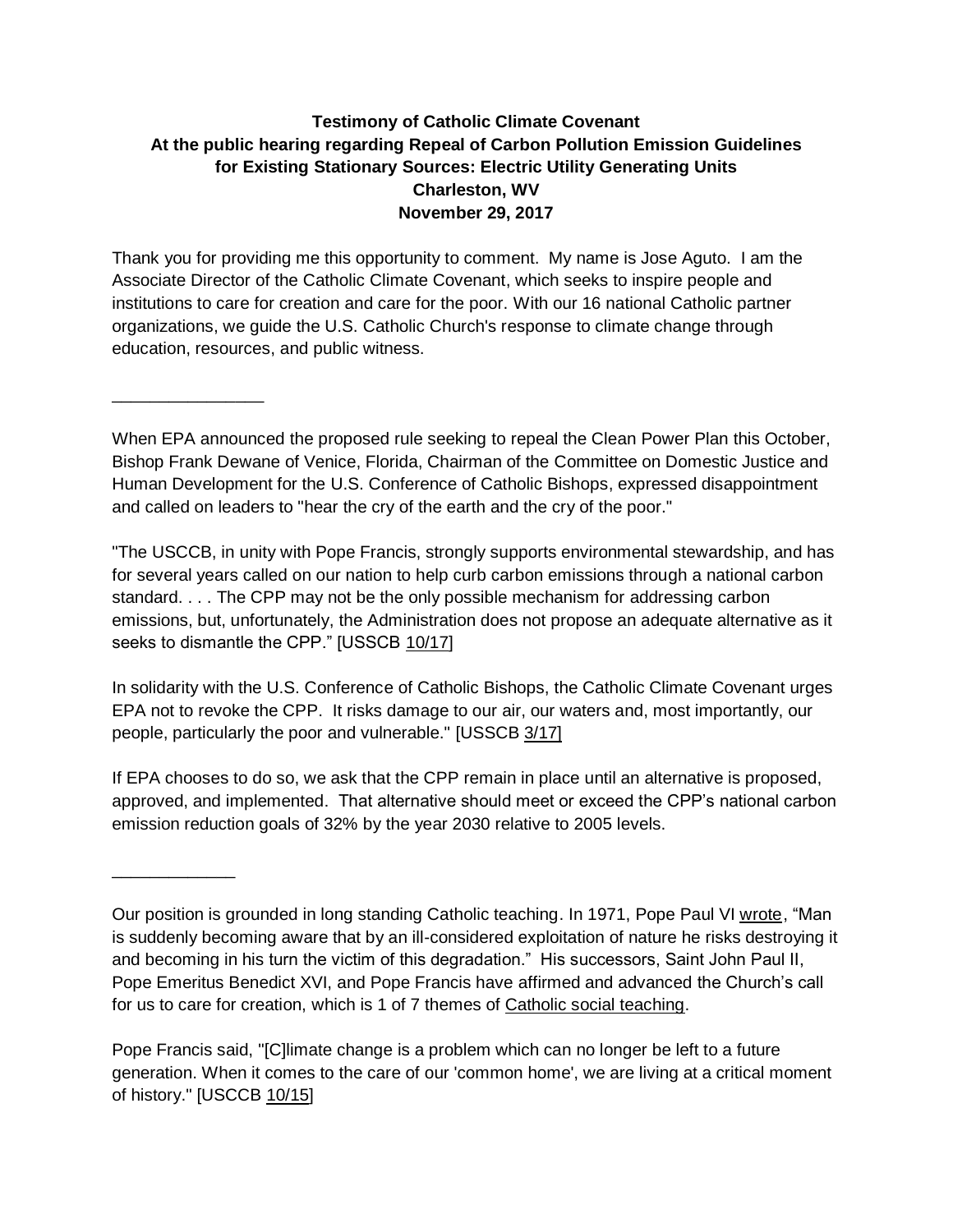**Testimony of Catholic Climate Covenant**
**At the public hearing regarding Repeal of Carbon Pollution Emission Guidelines for Existing Stationary Sources: Electric Utility Generating Units**
**Charleston, WV**
**November 29, 2017**

Thank you for providing me this opportunity to comment. My name is Jose Aguto. I am the Associate Director of the Catholic Climate Covenant, which seeks to inspire people and institutions to care for creation and care for the poor. With our 16 national Catholic partner organizations, we guide the U.S. Catholic Church's response to climate change through education, resources, and public witness.

________________

When EPA announced the proposed rule seeking to repeal the Clean Power Plan this October, Bishop Frank Dewane of Venice, Florida, Chairman of the Committee on Domestic Justice and Human Development for the U.S. Conference of Catholic Bishops, expressed disappointment and called on leaders to "hear the cry of the earth and the cry of the poor."

"The USCCB, in unity with Pope Francis, strongly supports environmental stewardship, and has for several years called on our nation to help curb carbon emissions through a national carbon standard. . . . The CPP may not be the only possible mechanism for addressing carbon emissions, but, unfortunately, the Administration does not propose an adequate alternative as it seeks to dismantle the CPP." [USSCB 10/17]

In solidarity with the U.S. Conference of Catholic Bishops, the Catholic Climate Covenant urges EPA not to revoke the CPP. It risks damage to our air, our waters and, most importantly, our people, particularly the poor and vulnerable." [USSCB 3/17]

If EPA chooses to do so, we ask that the CPP remain in place until an alternative is proposed, approved, and implemented. That alternative should meet or exceed the CPP's national carbon emission reduction goals of 32% by the year 2030 relative to 2005 levels.

_____________

Our position is grounded in long standing Catholic teaching. In 1971, Pope Paul VI wrote, "Man is suddenly becoming aware that by an ill-considered exploitation of nature he risks destroying it and becoming in his turn the victim of this degradation." His successors, Saint John Paul II, Pope Emeritus Benedict XVI, and Pope Francis have affirmed and advanced the Church's call for us to care for creation, which is 1 of 7 themes of Catholic social teaching.

Pope Francis said, "[C]limate change is a problem which can no longer be left to a future generation. When it comes to the care of our 'common home', we are living at a critical moment of history." [USCCB 10/15]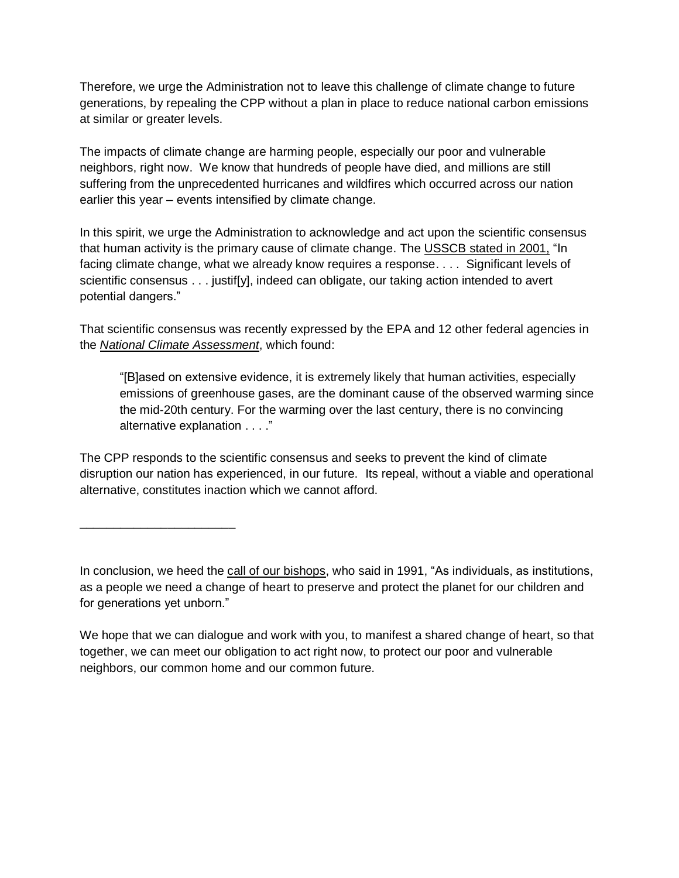Therefore, we urge the Administration not to leave this challenge of climate change to future generations, by repealing the CPP without a plan in place to reduce national carbon emissions at similar or greater levels.

The impacts of climate change are harming people, especially our poor and vulnerable neighbors, right now. We know that hundreds of people have died, and millions are still suffering from the unprecedented hurricanes and wildfires which occurred across our nation earlier this year – events intensified by climate change.

In this spirit, we urge the Administration to acknowledge and act upon the scientific consensus that human activity is the primary cause of climate change. The USSCB stated in 2001, "In facing climate change, what we already know requires a response. . . . Significant levels of scientific consensus . . . justif[y], indeed can obligate, our taking action intended to avert potential dangers."

That scientific consensus was recently expressed by the EPA and 12 other federal agencies in the *National Climate Assessment*, which found:

> "[B]ased on extensive evidence, it is extremely likely that human activities, especially emissions of greenhouse gases, are the dominant cause of the observed warming since the mid-20th century. For the warming over the last century, there is no convincing alternative explanation . . . ."

The CPP responds to the scientific consensus and seeks to prevent the kind of climate disruption our nation has experienced, in our future. Its repeal, without a viable and operational alternative, constitutes inaction which we cannot afford.

---

In conclusion, we heed the call of our bishops, who said in 1991, "As individuals, as institutions, as a people we need a change of heart to preserve and protect the planet for our children and for generations yet unborn."

We hope that we can dialogue and work with you, to manifest a shared change of heart, so that together, we can meet our obligation to act right now, to protect our poor and vulnerable neighbors, our common home and our common future.